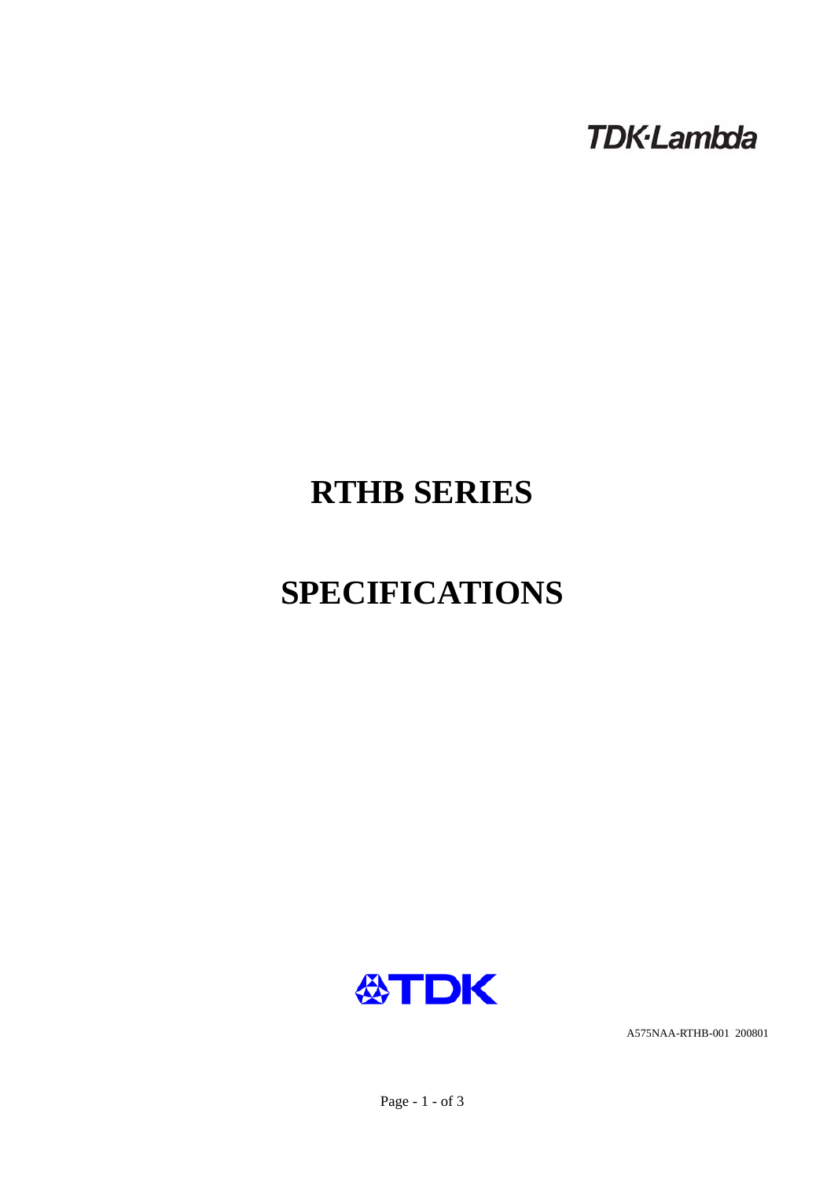TDK·Lambda

# RTHB SERIES

# SPECIFICATIONS

TDK

A575NAA-RTHB-001 200801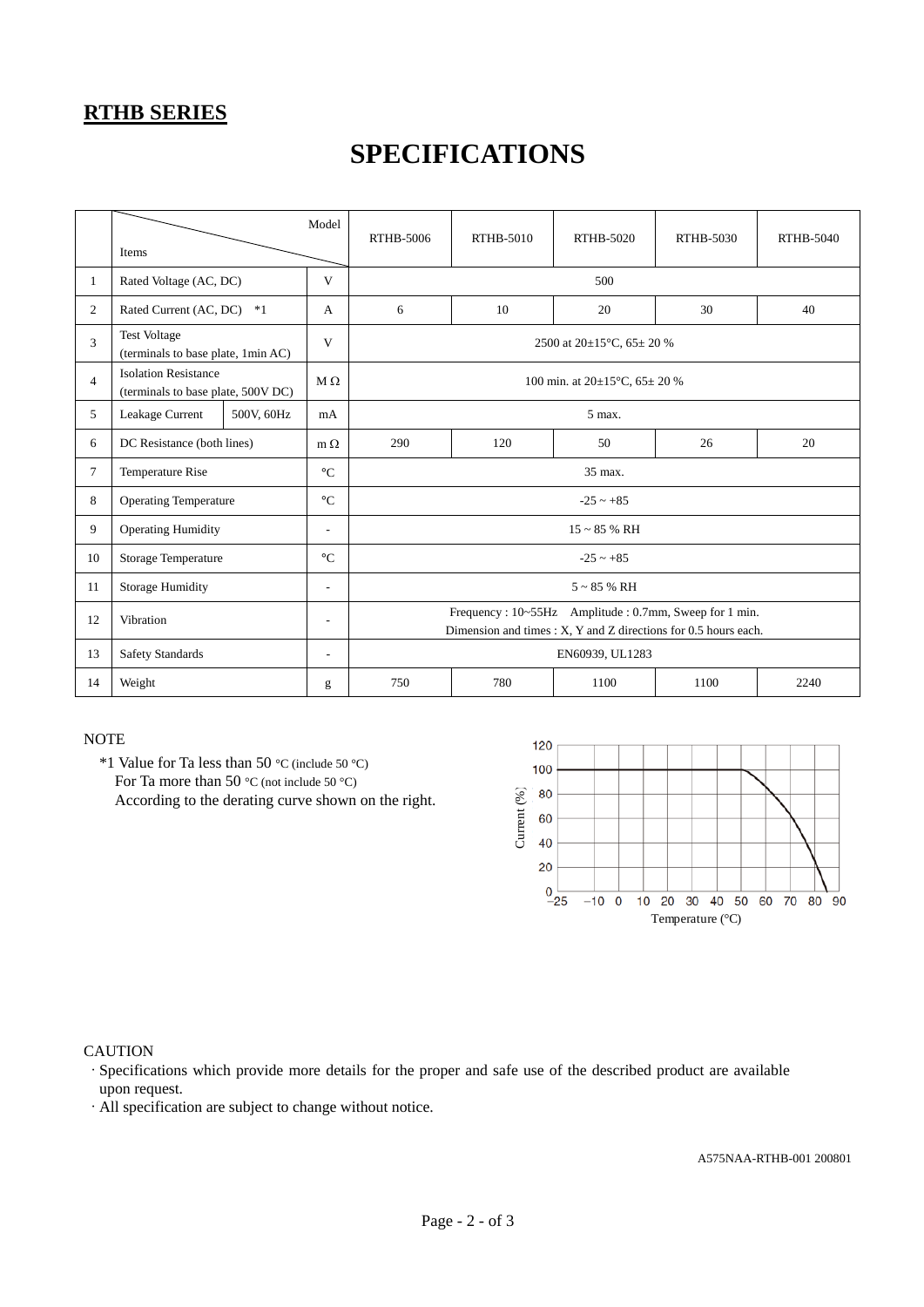**RTHB SERIES**

# SPECIFICATIONS

| | Items \ Model | | Unit | RTHB-5006 | RTHB-5010 | RTHB-5020 | RTHB-5030 | RTHB-5040 |
|---|---|---|---|---|---|---|---|---|
| 1 | Rated Voltage (AC, DC) | | V | 500 | | | | |
| 2 | Rated Current (AC, DC) *1 | | A | 6 | 10 | 20 | 30 | 40 |
| 3 | Test Voltage (terminals to base plate, 1min AC) | | V | 2500 at 20±15°C, 65± 20 % | | | | |
| 4 | Isolation Resistance (terminals to base plate, 500V DC) | | M Ω | 100 min. at 20±15°C, 65± 20 % | | | | |
| 5 | Leakage Current | 500V, 60Hz | mA | 5 max. | | | | |
| 6 | DC Resistance (both lines) | | m Ω | 290 | 120 | 50 | 26 | 20 |
| 7 | Temperature Rise | | °C | 35 max. | | | | |
| 8 | Operating Temperature | | °C | -25 ~ +85 | | | | |
| 9 | Operating Humidity | | - | 15 ~ 85 % RH | | | | |
| 10 | Storage Temperature | | °C | -25 ~ +85 | | | | |
| 11 | Storage Humidity | | - | 5 ~ 85 % RH | | | | |
| 12 | Vibration | | - | Frequency : 10~55Hz Amplitude : 0.7mm, Sweep for 1 min. Dimension and times : X, Y and Z directions for 0.5 hours each. | | | | |
| 13 | Safety Standards | | - | EN60939, UL1283 | | | | |
| 14 | Weight | | g | 750 | 780 | 1100 | 1100 | 2240 |

NOTE

*1 Value for Ta less than 50 °C (include 50 °C)
For Ta more than 50 °C (not include 50 °C)
According to the derating curve shown on the right.

CAUTION

· Specifications which provide more details for the proper and safe use of the described product are available upon request.
· All specification are subject to change without notice.

A575NAA-RTHB-001 200801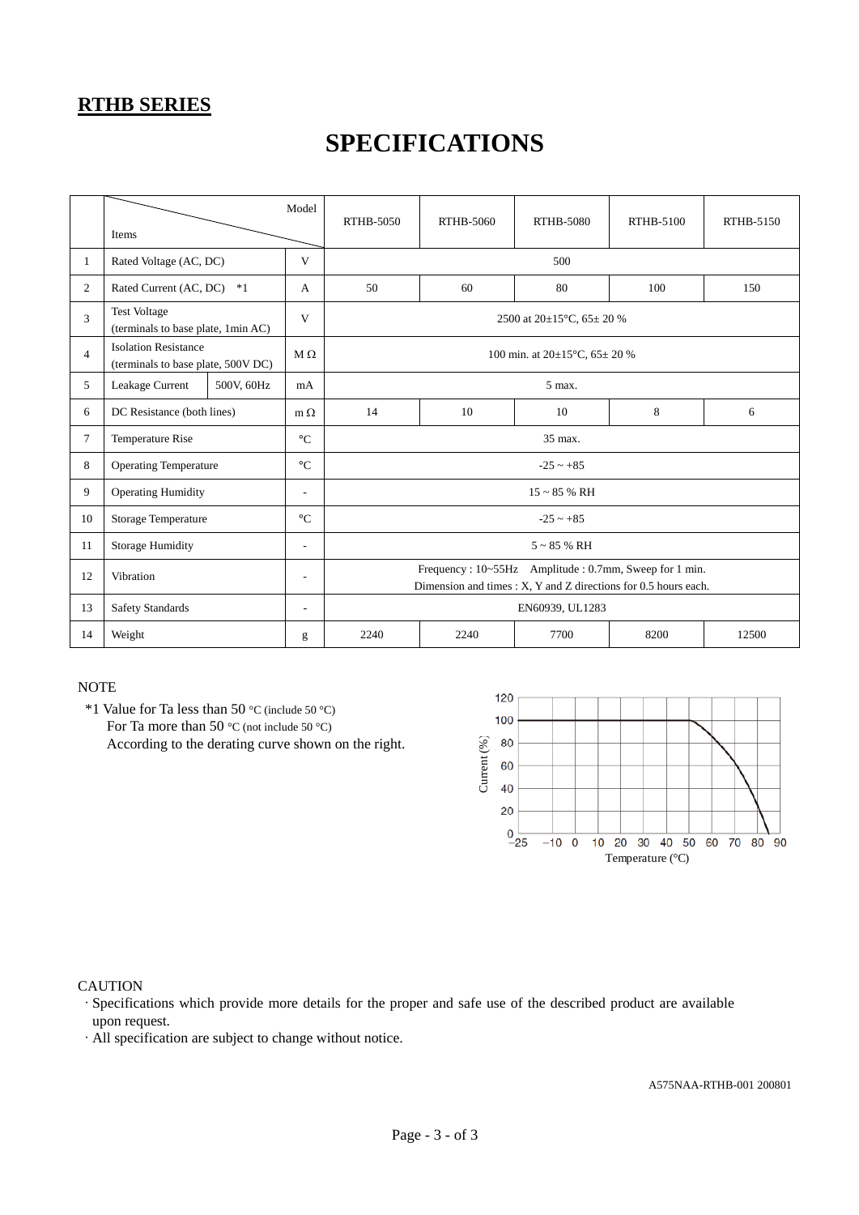**RTHB SERIES**

# SPECIFICATIONS

| | Items \ Model | | | RTHB-5050 | RTHB-5060 | RTHB-5080 | RTHB-5100 | RTHB-5150 |
|---|---|---|---|---|---|---|---|---|
| 1 | Rated Voltage (AC, DC) | | V | 500 | | | | |
| 2 | Rated Current (AC, DC) *1 | | A | 50 | 60 | 80 | 100 | 150 |
| 3 | Test Voltage (terminals to base plate, 1min AC) | | V | 2500 at 20±15°C, 65± 20 % | | | | |
| 4 | Isolation Resistance (terminals to base plate, 500V DC) | | M Ω | 100 min. at 20±15°C, 65± 20 % | | | | |
| 5 | Leakage Current | 500V, 60Hz | mA | 5 max. | | | | |
| 6 | DC Resistance (both lines) | | m Ω | 14 | 10 | 10 | 8 | 6 |
| 7 | Temperature Rise | | °C | 35 max. | | | | |
| 8 | Operating Temperature | | °C | -25 ~ +85 | | | | |
| 9 | Operating Humidity | | - | 15 ~ 85 % RH | | | | |
| 10 | Storage Temperature | | °C | -25 ~ +85 | | | | |
| 11 | Storage Humidity | | - | 5 ~ 85 % RH | | | | |
| 12 | Vibration | | - | Frequency : 10~55Hz Amplitude : 0.7mm, Sweep for 1 min. Dimension and times : X, Y and Z directions for 0.5 hours each. | | | | |
| 13 | Safety Standards | | - | EN60939, UL1283 | | | | |
| 14 | Weight | | g | 2240 | 2240 | 7700 | 8200 | 12500 |

NOTE

*1 Value for Ta less than 50 °C (include 50 °C)
For Ta more than 50 °C (not include 50 °C)
According to the derating curve shown on the right.

120
100
80
60
40
20
0
Current (%)
−25 −10 0 10 20 30 40 50 60 70 80 90
Temperature (°C)

CAUTION

· Specifications which provide more details for the proper and safe use of the described product are available upon request.
· All specification are subject to change without notice.

A575NAA-RTHB-001 200801